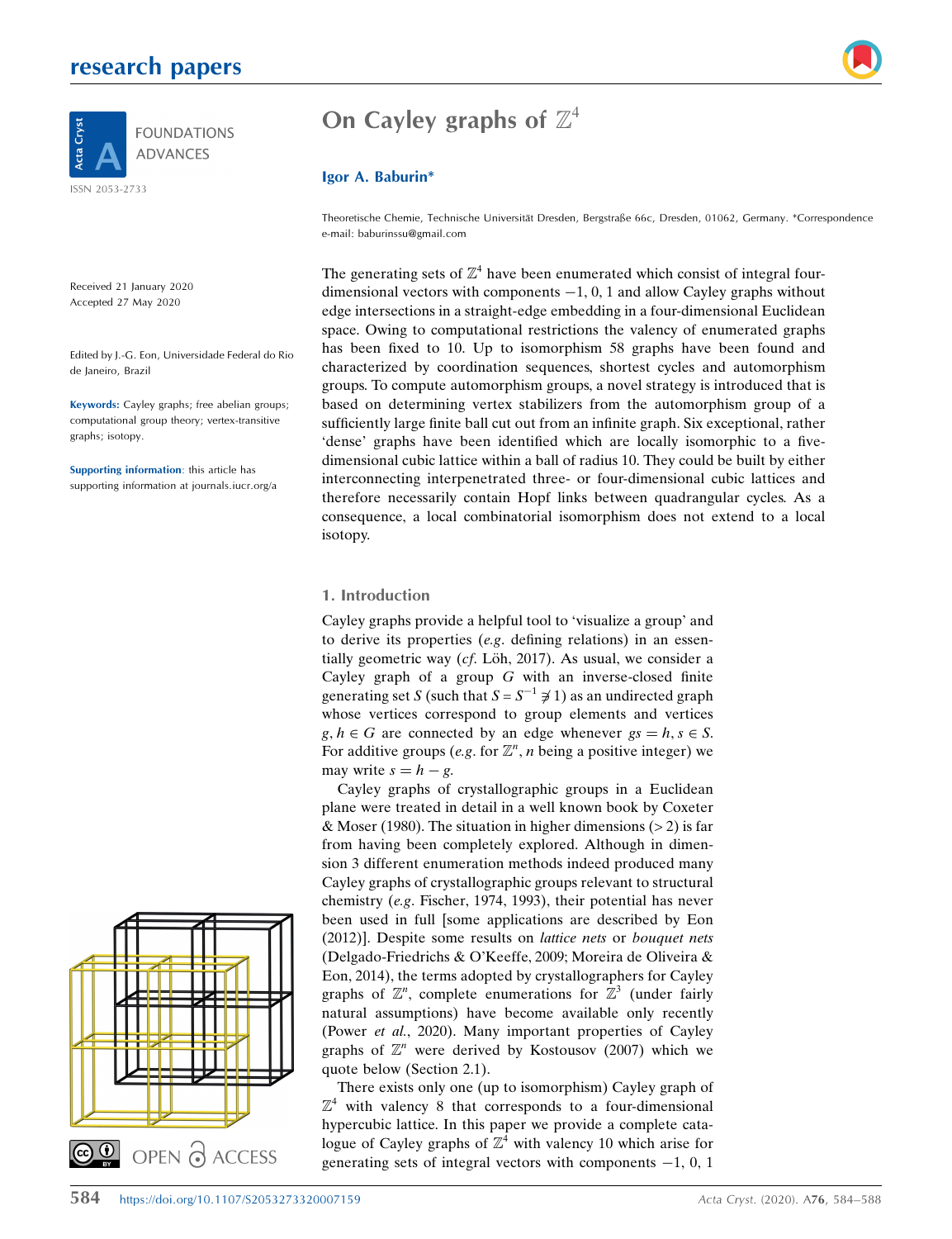# On Cayley graphs of $\mathbb{Z}^4$

**Igor A. Baburin***

Theoretische Chemie, Technische Universität Dresden, Bergstraße 66c, Dresden, 01062, Germany. *Correspondence e-mail: baburinssu@gmail.com

FOUNDATIONS ADVANCES

ISSN 2053-2733

Received 21 January 2020
Accepted 27 May 2020

Edited by J.-G. Eon, Universidade Federal do Rio de Janeiro, Brazil

**Keywords:** Cayley graphs; free abelian groups; computational group theory; vertex-transitive graphs; isotopy.

**Supporting information**: this article has supporting information at journals.iucr.org/a

The generating sets of $\mathbb{Z}^4$ have been enumerated which consist of integral four-dimensional vectors with components $-1$, 0, 1 and allow Cayley graphs without edge intersections in a straight-edge embedding in a four-dimensional Euclidean space. Owing to computational restrictions the valency of enumerated graphs has been fixed to 10. Up to isomorphism 58 graphs have been found and characterized by coordination sequences, shortest cycles and automorphism groups. To compute automorphism groups, a novel strategy is introduced that is based on determining vertex stabilizers from the automorphism group of a sufficiently large finite ball cut out from an infinite graph. Six exceptional, rather 'dense' graphs have been identified which are locally isomorphic to a five-dimensional cubic lattice within a ball of radius 10. They could be built by either interconnecting interpenetrated three- or four-dimensional cubic lattices and therefore necessarily contain Hopf links between quadrangular cycles. As a consequence, a local combinatorial isomorphism does not extend to a local isotopy.

## 1. Introduction

Cayley graphs provide a helpful tool to 'visualize a group' and to derive its properties (*e.g.* defining relations) in an essentially geometric way (*cf.* Löh, 2017). As usual, we consider a Cayley graph of a group $G$ with an inverse-closed finite generating set $S$ (such that $S = S^{-1} \not\ni 1$) as an undirected graph whose vertices correspond to group elements and vertices $g, h \in G$ are connected by an edge whenever $gs = h, s \in S$. For additive groups (*e.g.* for $\mathbb{Z}^n$, $n$ being a positive integer) we may write $s = h - g$.

Cayley graphs of crystallographic groups in a Euclidean plane were treated in detail in a well known book by Coxeter & Moser (1980). The situation in higher dimensions (> 2) is far from having been completely explored. Although in dimension 3 different enumeration methods indeed produced many Cayley graphs of crystallographic groups relevant to structural chemistry (*e.g.* Fischer, 1974, 1993), their potential has never been used in full [some applications are described by Eon (2012)]. Despite some results on *lattice nets* or *bouquet nets* (Delgado-Friedrichs & O'Keeffe, 2009; Moreira de Oliveira & Eon, 2014), the terms adopted by crystallographers for Cayley graphs of $\mathbb{Z}^n$, complete enumerations for $\mathbb{Z}^3$ (under fairly natural assumptions) have become available only recently (Power *et al.*, 2020). Many important properties of Cayley graphs of $\mathbb{Z}^n$ were derived by Kostousov (2007) which we quote below (Section 2.1).

There exists only one (up to isomorphism) Cayley graph of $\mathbb{Z}^4$ with valency 8 that corresponds to a four-dimensional hypercubic lattice. In this paper we provide a complete catalogue of Cayley graphs of $\mathbb{Z}^4$ with valency 10 which arise for generating sets of integral vectors with components $-1$, 0, 1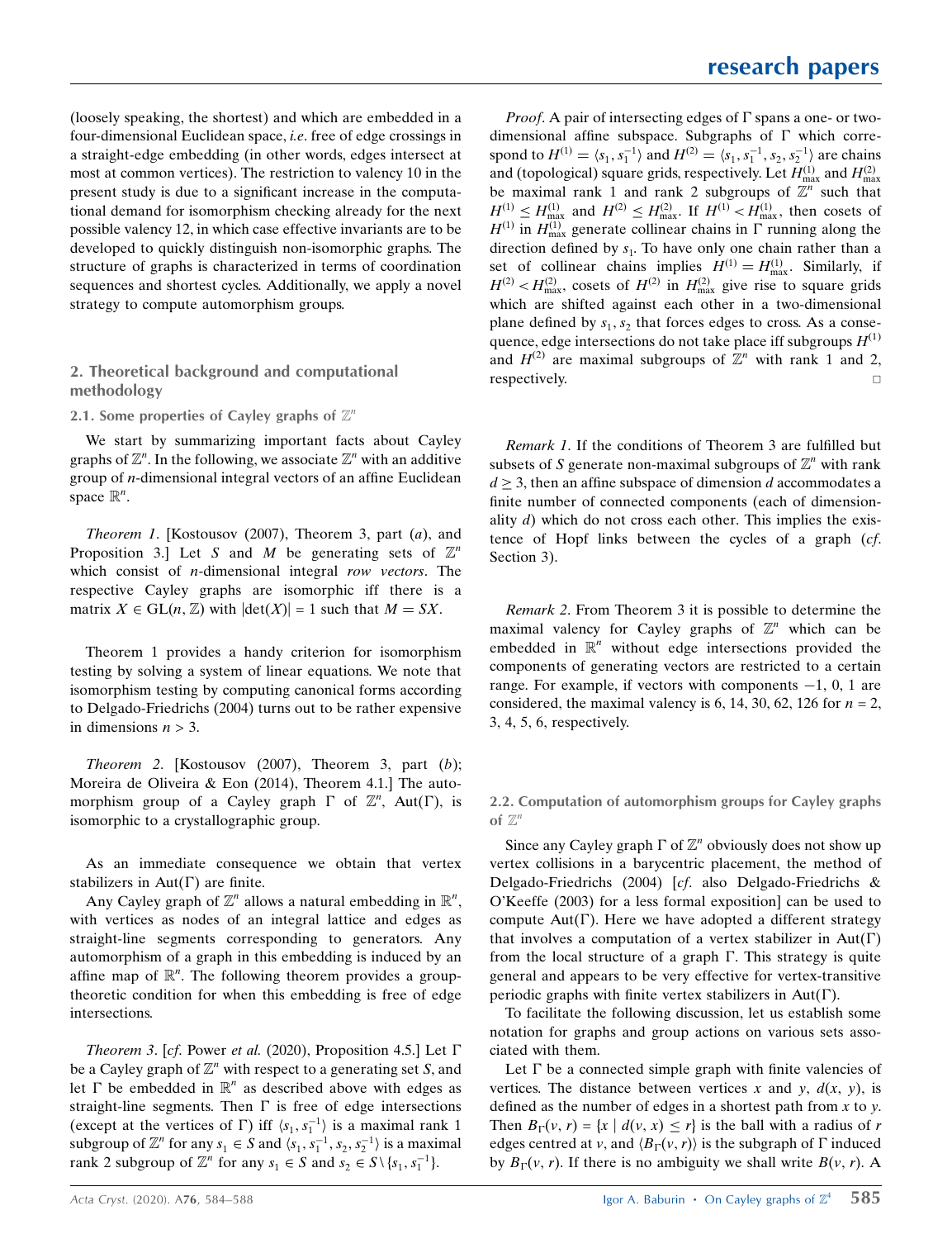(loosely speaking, the shortest) and which are embedded in a four-dimensional Euclidean space, *i.e.* free of edge crossings in a straight-edge embedding (in other words, edges intersect at most at common vertices). The restriction to valency 10 in the present study is due to a significant increase in the computational demand for isomorphism checking already for the next possible valency 12, in which case effective invariants are to be developed to quickly distinguish non-isomorphic graphs. The structure of graphs is characterized in terms of coordination sequences and shortest cycles. Additionally, we apply a novel strategy to compute automorphism groups.

## 2. Theoretical background and computational methodology

### 2.1. Some properties of Cayley graphs of $\mathbb{Z}^n$

We start by summarizing important facts about Cayley graphs of $\mathbb{Z}^n$. In the following, we associate $\mathbb{Z}^n$ with an additive group of $n$-dimensional integral vectors of an affine Euclidean space $\mathbb{R}^n$.

*Theorem 1*. [Kostousov (2007), Theorem 3, part (*a*), and Proposition 3.] Let $S$ and $M$ be generating sets of $\mathbb{Z}^n$ which consist of $n$-dimensional integral *row vectors*. The respective Cayley graphs are isomorphic iff there is a matrix $X \in \mathrm{GL}(n, \mathbb{Z})$ with $|\det(X)| = 1$ such that $M = SX$.

Theorem 1 provides a handy criterion for isomorphism testing by solving a system of linear equations. We note that isomorphism testing by computing canonical forms according to Delgado-Friedrichs (2004) turns out to be rather expensive in dimensions $n > 3$.

*Theorem 2*. [Kostousov (2007), Theorem 3, part (*b*); Moreira de Oliveira & Eon (2014), Theorem 4.1.] The automorphism group of a Cayley graph $\Gamma$ of $\mathbb{Z}^n$, $\mathrm{Aut}(\Gamma)$, is isomorphic to a crystallographic group.

As an immediate consequence we obtain that vertex stabilizers in $\mathrm{Aut}(\Gamma)$ are finite.

Any Cayley graph of $\mathbb{Z}^n$ allows a natural embedding in $\mathbb{R}^n$, with vertices as nodes of an integral lattice and edges as straight-line segments corresponding to generators. Any automorphism of a graph in this embedding is induced by an affine map of $\mathbb{R}^n$. The following theorem provides a group-theoretic condition for when this embedding is free of edge intersections.

*Theorem 3*. [*cf*. Power *et al.* (2020), Proposition 4.5.] Let $\Gamma$ be a Cayley graph of $\mathbb{Z}^n$ with respect to a generating set $S$, and let $\Gamma$ be embedded in $\mathbb{R}^n$ as described above with edges as straight-line segments. Then $\Gamma$ is free of edge intersections (except at the vertices of $\Gamma$) iff $\langle s_1, s_1^{-1}\rangle$ is a maximal rank 1 subgroup of $\mathbb{Z}^n$ for any $s_1 \in S$ and $\langle s_1, s_1^{-1}, s_2, s_2^{-1}\rangle$ is a maximal rank 2 subgroup of $\mathbb{Z}^n$ for any $s_1 \in S$ and $s_2 \in S \setminus \{s_1, s_1^{-1}\}$.

*Proof*. A pair of intersecting edges of $\Gamma$ spans a one- or two-dimensional affine subspace. Subgraphs of $\Gamma$ which correspond to $H^{(1)} = \langle s_1, s_1^{-1}\rangle$ and $H^{(2)} = \langle s_1, s_1^{-1}, s_2, s_2^{-1}\rangle$ are chains and (topological) square grids, respectively. Let $H^{(1)}_{\max}$ and $H^{(2)}_{\max}$ be maximal rank 1 and rank 2 subgroups of $\mathbb{Z}^n$ such that $H^{(1)} \le H^{(1)}_{\max}$ and $H^{(2)} \le H^{(2)}_{\max}$. If $H^{(1)} < H^{(1)}_{\max}$, then cosets of $H^{(1)}$ in $H^{(1)}_{\max}$ generate collinear chains in $\Gamma$ running along the direction defined by $s_1$. To have only one chain rather than a set of collinear chains implies $H^{(1)} = H^{(1)}_{\max}$. Similarly, if $H^{(2)} < H^{(2)}_{\max}$, cosets of $H^{(2)}$ in $H^{(2)}_{\max}$ give rise to square grids which are shifted against each other in a two-dimensional plane defined by $s_1, s_2$ that forces edges to cross. As a consequence, edge intersections do not take place iff subgroups $H^{(1)}$ and $H^{(2)}$ are maximal subgroups of $\mathbb{Z}^n$ with rank 1 and 2, respectively. □

*Remark 1*. If the conditions of Theorem 3 are fulfilled but subsets of $S$ generate non-maximal subgroups of $\mathbb{Z}^n$ with rank $d \ge 3$, then an affine subspace of dimension $d$ accommodates a finite number of connected components (each of dimensionality $d$) which do not cross each other. This implies the existence of Hopf links between the cycles of a graph (*cf*. Section 3).

*Remark 2*. From Theorem 3 it is possible to determine the maximal valency for Cayley graphs of $\mathbb{Z}^n$ which can be embedded in $\mathbb{R}^n$ without edge intersections provided the components of generating vectors are restricted to a certain range. For example, if vectors with components $-1$, 0, 1 are considered, the maximal valency is 6, 14, 30, 62, 126 for $n$ = 2, 3, 4, 5, 6, respectively.

### 2.2. Computation of automorphism groups for Cayley graphs of $\mathbb{Z}^n$

Since any Cayley graph $\Gamma$ of $\mathbb{Z}^n$ obviously does not show up vertex collisions in a barycentric placement, the method of Delgado-Friedrichs (2004) [*cf*. also Delgado-Friedrichs & O'Keeffe (2003) for a less formal exposition] can be used to compute $\mathrm{Aut}(\Gamma)$. Here we have adopted a different strategy that involves a computation of a vertex stabilizer in $\mathrm{Aut}(\Gamma)$ from the local structure of a graph $\Gamma$. This strategy is quite general and appears to be very effective for vertex-transitive periodic graphs with finite vertex stabilizers in $\mathrm{Aut}(\Gamma)$.

To facilitate the following discussion, let us establish some notation for graphs and group actions on various sets associated with them.

Let $\Gamma$ be a connected simple graph with finite valencies of vertices. The distance between vertices $x$ and $y$, $d(x, y)$, is defined as the number of edges in a shortest path from $x$ to $y$. Then $B_\Gamma(v, r) = \{x \mid d(v, x) \le r\}$ is the ball with a radius of $r$ edges centred at $v$, and $\langle B_\Gamma(v, r)\rangle$ is the subgraph of $\Gamma$ induced by $B_\Gamma(v, r)$. If there is no ambiguity we shall write $B(v, r)$. A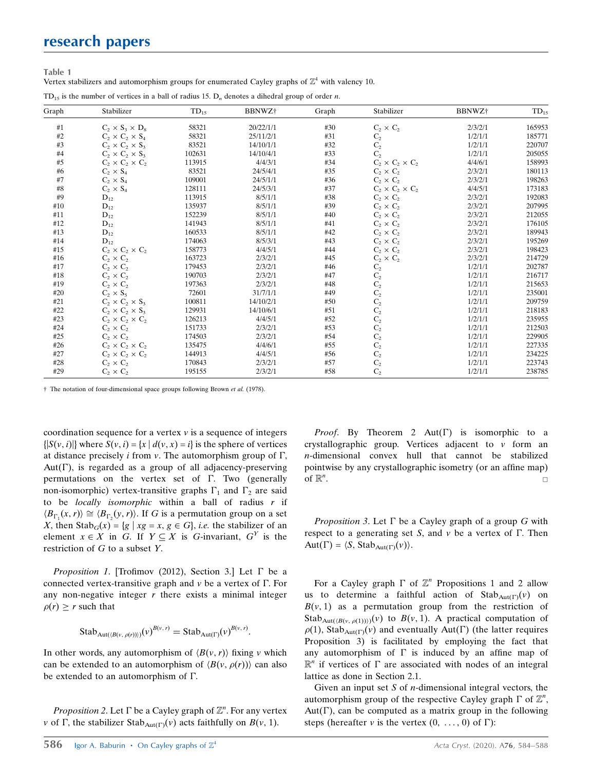**Table 1**
Vertex stabilizers and automorphism groups for enumerated Cayley graphs of $\mathbb{Z}^4$ with valency 10.

$TD_{15}$ is the number of vertices in a ball of radius 15. $D_n$ denotes a dihedral group of order $n$.

| Graph | Stabilizer | $TD_{15}$ | BBNWZ† | Graph | Stabilizer | BBNWZ† | $TD_{15}$ |
|---|---|---|---|---|---|---|---|
| #1 | $C_2 \times S_3 \times D_8$ | 58321 | 20/22/1/1 | #30 | $C_2 \times C_2$ | 2/3/2/1 | 165953 |
| #2 | $C_2 \times C_2 \times S_4$ | 58321 | 25/11/2/1 | #31 | $C_2$ | 1/2/1/1 | 185771 |
| #3 | $C_2 \times C_2 \times S_3$ | 83521 | 14/10/1/1 | #32 | $C_2$ | 1/2/1/1 | 220707 |
| #4 | $C_2 \times C_2 \times S_3$ | 102631 | 14/10/4/1 | #33 | $C_2$ | 1/2/1/1 | 205055 |
| #5 | $C_2 \times C_2 \times C_2$ | 113915 | 4/4/3/1 | #34 | $C_2 \times C_2 \times C_2$ | 4/4/6/1 | 158993 |
| #6 | $C_2 \times S_4$ | 83521 | 24/5/4/1 | #35 | $C_2 \times C_2$ | 2/3/2/1 | 180113 |
| #7 | $C_2 \times S_4$ | 109001 | 24/5/1/1 | #36 | $C_2 \times C_2$ | 2/3/2/1 | 198263 |
| #8 | $C_2 \times S_4$ | 128111 | 24/5/3/1 | #37 | $C_2 \times C_2 \times C_2$ | 4/4/5/1 | 173183 |
| #9 | $D_{12}$ | 113915 | 8/5/1/1 | #38 | $C_2 \times C_2$ | 2/3/2/1 | 192083 |
| #10 | $D_{12}$ | 135937 | 8/5/1/1 | #39 | $C_2 \times C_2$ | 2/3/2/1 | 207995 |
| #11 | $D_{12}$ | 152239 | 8/5/1/1 | #40 | $C_2 \times C_2$ | 2/3/2/1 | 212055 |
| #12 | $D_{12}$ | 141943 | 8/5/1/1 | #41 | $C_2 \times C_2$ | 2/3/2/1 | 176105 |
| #13 | $D_{12}$ | 160533 | 8/5/1/1 | #42 | $C_2 \times C_2$ | 2/3/2/1 | 189943 |
| #14 | $D_{12}$ | 174063 | 8/5/3/1 | #43 | $C_2 \times C_2$ | 2/3/2/1 | 195269 |
| #15 | $C_2 \times C_2 \times C_2$ | 158773 | 4/4/5/1 | #44 | $C_2 \times C_2$ | 2/3/2/1 | 198423 |
| #16 | $C_2 \times C_2$ | 163723 | 2/3/2/1 | #45 | $C_2 \times C_2$ | 2/3/2/1 | 214729 |
| #17 | $C_2 \times C_2$ | 179453 | 2/3/2/1 | #46 | $C_2$ | 1/2/1/1 | 202787 |
| #18 | $C_2 \times C_2$ | 190703 | 2/3/2/1 | #47 | $C_2$ | 1/2/1/1 | 216717 |
| #19 | $C_2 \times C_2$ | 197363 | 2/3/2/1 | #48 | $C_2$ | 1/2/1/1 | 215653 |
| #20 | $C_2 \times S_5$ | 72601 | 31/7/1/1 | #49 | $C_2$ | 1/2/1/1 | 235001 |
| #21 | $C_2 \times C_2 \times S_3$ | 100811 | 14/10/2/1 | #50 | $C_2$ | 1/2/1/1 | 209759 |
| #22 | $C_2 \times C_2 \times S_3$ | 129931 | 14/10/6/1 | #51 | $C_2$ | 1/2/1/1 | 218183 |
| #23 | $C_2 \times C_2 \times C_2$ | 126213 | 4/4/5/1 | #52 | $C_2$ | 1/2/1/1 | 235955 |
| #24 | $C_2 \times C_2$ | 151733 | 2/3/2/1 | #53 | $C_2$ | 1/2/1/1 | 212503 |
| #25 | $C_2 \times C_2$ | 174503 | 2/3/2/1 | #54 | $C_2$ | 1/2/1/1 | 229905 |
| #26 | $C_2 \times C_2 \times C_2$ | 135475 | 4/4/6/1 | #55 | $C_2$ | 1/2/1/1 | 227335 |
| #27 | $C_2 \times C_2 \times C_2$ | 144913 | 4/4/5/1 | #56 | $C_2$ | 1/2/1/1 | 234225 |
| #28 | $C_2 \times C_2$ | 170843 | 2/3/2/1 | #57 | $C_2$ | 1/2/1/1 | 223743 |
| #29 | $C_2 \times C_2$ | 195155 | 2/3/2/1 | #58 | $C_2$ | 1/2/1/1 | 238785 |

† The notation of four-dimensional space groups following Brown *et al.* (1978).

coordination sequence for a vertex $v$ is a sequence of integers $\{|S(v,i)|\}$ where $S(v,i) = \{x \mid d(v,x) = i\}$ is the sphere of vertices at distance precisely $i$ from $v$. The automorphism group of $\Gamma$, $\mathrm{Aut}(\Gamma)$, is regarded as a group of all adjacency-preserving permutations on the vertex set of $\Gamma$. Two (generally non-isomorphic) vertex-transitive graphs $\Gamma_1$ and $\Gamma_2$ are said to be *locally isomorphic* within a ball of radius $r$ if $\langle B_{\Gamma_1}(x,r)\rangle \cong \langle B_{\Gamma_2}(y,r)\rangle$. If $G$ is a permutation group on a set $X$, then $\mathrm{Stab}_G(x) = \{g \mid xg = x, g \in G\}$, *i.e.* the stabilizer of an element $x \in X$ in $G$. If $Y \subseteq X$ is $G$-invariant, $G^Y$ is the restriction of $G$ to a subset $Y$.

*Proposition 1*. [Trofimov (2012), Section 3.] Let $\Gamma$ be a connected vertex-transitive graph and $v$ be a vertex of $\Gamma$. For any non-negative integer $r$ there exists a minimal integer $\rho(r) \geq r$ such that

$$\mathrm{Stab}_{\mathrm{Aut}(\langle B(v,\rho(r))\rangle)}(v)^{B(v,r)} = \mathrm{Stab}_{\mathrm{Aut}(\Gamma)}(v)^{B(v,r)}.$$

In other words, any automorphism of $\langle B(v,r)\rangle$ fixing $v$ which can be extended to an automorphism of $\langle B(v,\rho(r))\rangle$ can also be extended to an automorphism of $\Gamma$.

*Proposition 2*. Let $\Gamma$ be a Cayley graph of $\mathbb{Z}^n$. For any vertex $v$ of $\Gamma$, the stabilizer $\mathrm{Stab}_{\mathrm{Aut}(\Gamma)}(v)$ acts faithfully on $B(v,1)$.

*Proof*. By Theorem 2 $\mathrm{Aut}(\Gamma)$ is isomorphic to a crystallographic group. Vertices adjacent to $v$ form an $n$-dimensional convex hull that cannot be stabilized pointwise by any crystallographic isometry (or an affine map) of $\mathbb{R}^n$. □

*Proposition 3*. Let $\Gamma$ be a Cayley graph of a group $G$ with respect to a generating set $S$, and $v$ be a vertex of $\Gamma$. Then $\mathrm{Aut}(\Gamma) = \langle S, \mathrm{Stab}_{\mathrm{Aut}(\Gamma)}(v)\rangle$.

For a Cayley graph $\Gamma$ of $\mathbb{Z}^n$ Propositions 1 and 2 allow us to determine a faithful action of $\mathrm{Stab}_{\mathrm{Aut}(\Gamma)}(v)$ on $B(v,1)$ as a permutation group from the restriction of $\mathrm{Stab}_{\mathrm{Aut}(\langle B(v,\rho(1))\rangle)}(v)$ to $B(v,1)$. A practical computation of $\rho(1)$, $\mathrm{Stab}_{\mathrm{Aut}(\Gamma)}(v)$ and eventually $\mathrm{Aut}(\Gamma)$ (the latter requires Proposition 3) is facilitated by employing the fact that any automorphism of $\Gamma$ is induced by an affine map of $\mathbb{R}^n$ if vertices of $\Gamma$ are associated with nodes of an integral lattice as done in Section 2.1.

Given an input set $S$ of $n$-dimensional integral vectors, the automorphism group of the respective Cayley graph $\Gamma$ of $\mathbb{Z}^n$, $\mathrm{Aut}(\Gamma)$, can be computed as a matrix group in the following steps (hereafter $v$ is the vertex $(0, \ldots, 0)$ of $\Gamma$):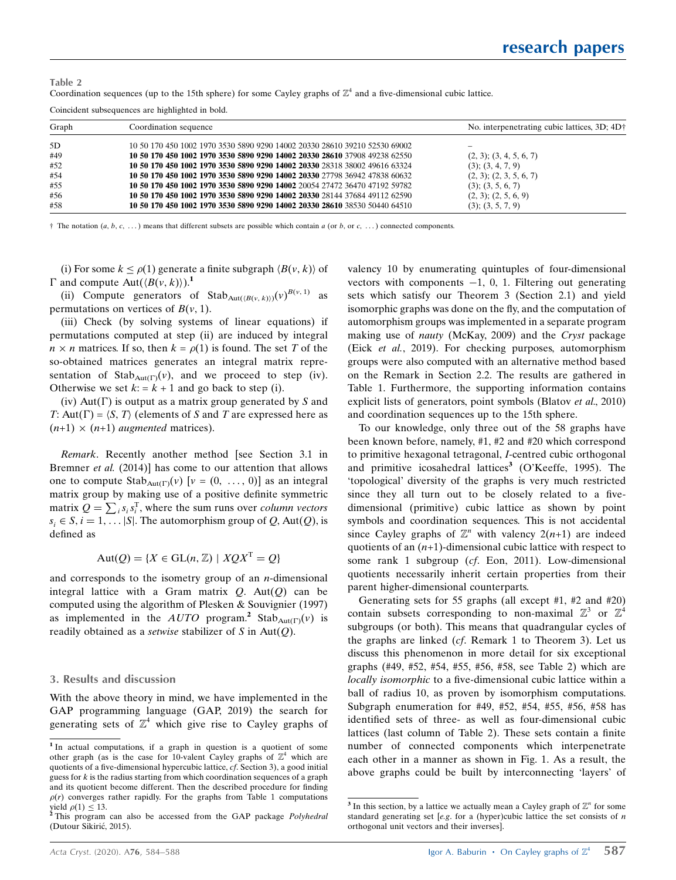**Table 2**
Coordination sequences (up to the 15th sphere) for some Cayley graphs of $\mathbb{Z}^4$ and a five-dimensional cubic lattice.

Coincident subsequences are highlighted in bold.

| Graph | Coordination sequence | No. interpenetrating cubic lattices, 3D; 4D† |
|---|---|---|
| 5D | 10 50 170 450 1002 1970 3530 5890 9290 14002 20330 28610 39210 52530 69002 | – |
| #49 | **10 50 170 450 1002 1970 3530 5890 9290 14002 20330 28610** 37908 49238 62550 | (2, 3); (3, 4, 5, 6, 7) |
| #52 | **10 50 170 450 1002 1970 3530 5890 9290 14002 20330** 28318 38002 49616 63324 | (3); (3, 4, 7, 9) |
| #54 | **10 50 170 450 1002 1970 3530 5890 9290 14002 20330** 27798 36942 47838 60632 | (2, 3); (2, 3, 5, 6, 7) |
| #55 | **10 50 170 450 1002 1970 3530 5890 9290 14002** 20054 27472 36470 47192 59782 | (3); (3, 5, 6, 7) |
| #56 | **10 50 170 450 1002 1970 3530 5890 9290 14002 20330** 28144 37684 49112 62590 | (2, 3); (2, 5, 6, 9) |
| #58 | **10 50 170 450 1002 1970 3530 5890 9290 14002 20330 28610** 38530 50440 64510 | (3); (3, 5, 7, 9) |

† The notation $(a, b, c, \ldots)$ means that different subsets are possible which contain $a$ (or $b$, or $c$, ...) connected components.

(i) For some $k \le \rho(1)$ generate a finite subgraph $\langle B(v, k)\rangle$ of $\Gamma$ and compute $\mathrm{Aut}(\langle B(v, k)\rangle)$.[1]

(ii) Compute generators of $\mathrm{Stab}_{\mathrm{Aut}(\langle B(v,k)\rangle)}(v)^{B(v,1)}$ as permutations on vertices of $B(v, 1)$.

(iii) Check (by solving systems of linear equations) if permutations computed at step (ii) are induced by integral $n \times n$ matrices. If so, then $k = \rho(1)$ is found. The set $T$ of the so-obtained matrices generates an integral matrix representation of $\mathrm{Stab}_{\mathrm{Aut}(\Gamma)}(v)$, and we proceed to step (iv). Otherwise we set $k := k + 1$ and go back to step (i).

(iv) $\mathrm{Aut}(\Gamma)$ is output as a matrix group generated by $S$ and $T$: $\mathrm{Aut}(\Gamma) = \langle S, T\rangle$ (elements of $S$ and $T$ are expressed here as $(n+1) \times (n+1)$ *augmented* matrices).

*Remark*. Recently another method [see Section 3.1 in Bremner *et al.* (2014)] has come to our attention that allows one to compute $\mathrm{Stab}_{\mathrm{Aut}(\Gamma)}(v)$ [$v = (0, \ldots, 0)$] as an integral matrix group by making use of a positive definite symmetric matrix $Q = \sum_i s_i s_i^{\mathrm{T}}$, where the sum runs over *column vectors* $s_i \in S$, $i = 1, \ldots |S|$. The automorphism group of $Q$, $\mathrm{Aut}(Q)$, is defined as

$$\mathrm{Aut}(Q) = \{X \in \mathrm{GL}(n, \mathbb{Z}) \mid XQX^{\mathrm{T}} = Q\}$$

and corresponds to the isometry group of an $n$-dimensional integral lattice with a Gram matrix $Q$. $\mathrm{Aut}(Q)$ can be computed using the algorithm of Plesken & Souvignier (1997) as implemented in the *AUTO* program.[2] $\mathrm{Stab}_{\mathrm{Aut}(\Gamma)}(v)$ is readily obtained as a *setwise* stabilizer of $S$ in $\mathrm{Aut}(Q)$.

### 3. Results and discussion

With the above theory in mind, we have implemented in the GAP programming language (GAP, 2019) the search for generating sets of $\mathbb{Z}^4$ which give rise to Cayley graphs of valency 10 by enumerating quintuples of four-dimensional vectors with components −1, 0, 1. Filtering out generating sets which satisfy our Theorem 3 (Section 2.1) and yield isomorphic graphs was done on the fly, and the computation of automorphism groups was implemented in a separate program making use of *nauty* (McKay, 2009) and the *Cryst* package (Eick *et al.*, 2019). For checking purposes, automorphism groups were also computed with an alternative method based on the Remark in Section 2.2. The results are gathered in Table 1. Furthermore, the supporting information contains explicit lists of generators, point symbols (Blatov *et al.*, 2010) and coordination sequences up to the 15th sphere.

To our knowledge, only three out of the 58 graphs have been known before, namely, #1, #2 and #20 which correspond to primitive hexagonal tetragonal, *I*-centred cubic orthogonal and primitive icosahedral lattices[3] (O'Keeffe, 1995). The 'topological' diversity of the graphs is very much restricted since they all turn out to be closely related to a five-dimensional (primitive) cubic lattice as shown by point symbols and coordination sequences. This is not accidental since Cayley graphs of $\mathbb{Z}^n$ with valency $2(n+1)$ are indeed quotients of an $(n+1)$-dimensional cubic lattice with respect to some rank 1 subgroup (*cf*. Eon, 2011). Low-dimensional quotients necessarily inherit certain properties from their parent higher-dimensional counterparts.

Generating sets for 55 graphs (all except #1, #2 and #20) contain subsets corresponding to non-maximal $\mathbb{Z}^3$ or $\mathbb{Z}^4$ subgroups (or both). This means that quadrangular cycles of the graphs are linked (*cf*. Remark 1 to Theorem 3). Let us discuss this phenomenon in more detail for six exceptional graphs (#49, #52, #54, #55, #56, #58, see Table 2) which are *locally isomorphic* to a five-dimensional cubic lattice within a ball of radius 10, as proven by isomorphism computations. Subgraph enumeration for #49, #52, #54, #55, #56, #58 has identified sets of three- as well as four-dimensional cubic lattices (last column of Table 2). These sets contain a finite number of connected components which interpenetrate each other in a manner as shown in Fig. 1. As a result, the above graphs could be built by interconnecting 'layers' of

[1] In actual computations, if a graph in question is a quotient of some other graph (as is the case for 10-valent Cayley graphs of $\mathbb{Z}^4$ which are quotients of a five-dimensional hypercubic lattice, *cf*. Section 3), a good initial guess for $k$ is the radius starting from which coordination sequences of a graph and its quotient become different. Then the described procedure for finding $\rho(r)$ converges rather rapidly. For the graphs from Table 1 computations yield $\rho(1) \le 13$.

[2] This program can also be accessed from the GAP package *Polyhedral* (Dutour Sikirić, 2015).

[3] In this section, by a lattice we actually mean a Cayley graph of $\mathbb{Z}^n$ for some standard generating set [*e.g.* for a (hyper)cubic lattice the set consists of $n$ orthogonal unit vectors and their inverses].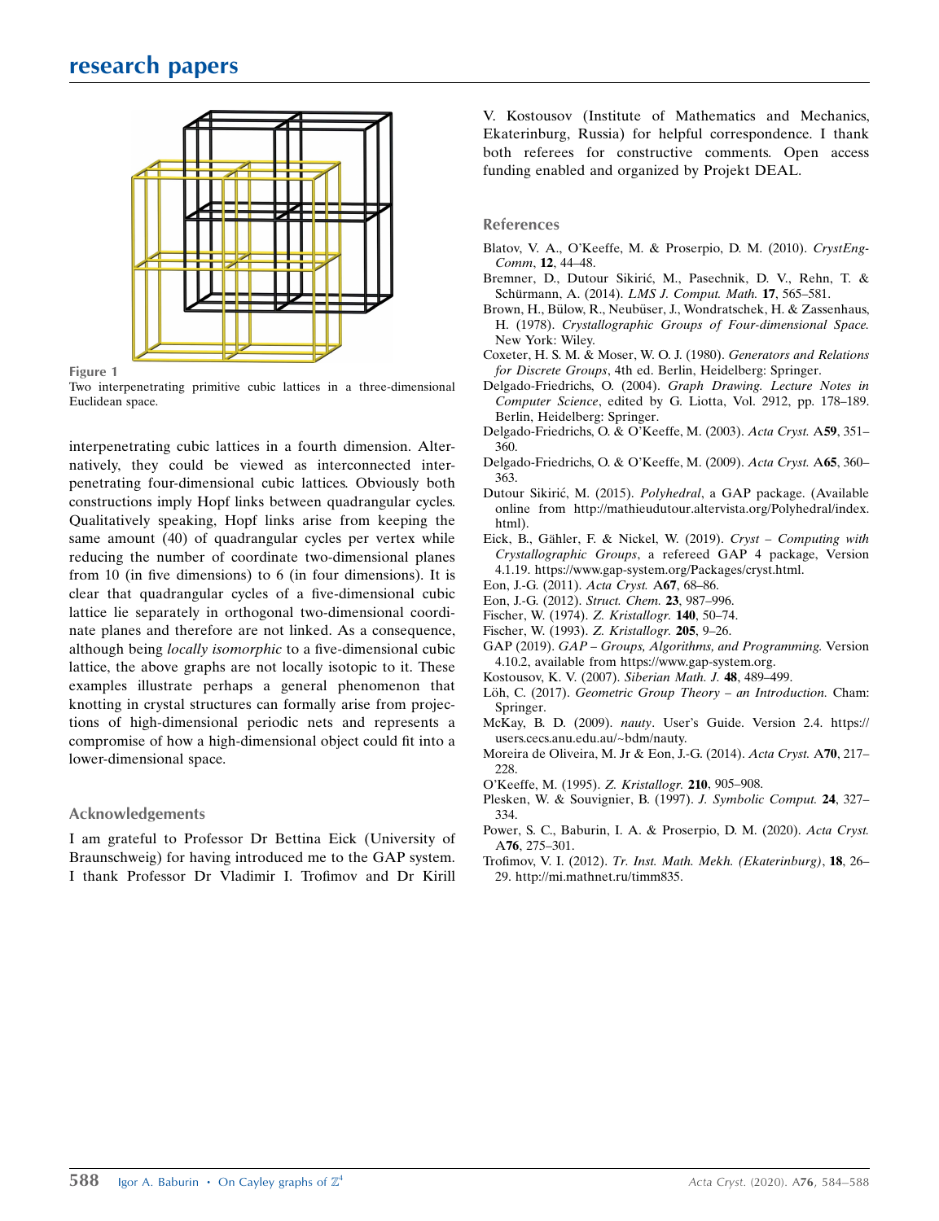Figure 1
Two interpenetrating primitive cubic lattices in a three-dimensional Euclidean space.

interpenetrating cubic lattices in a fourth dimension. Alternatively, they could be viewed as interconnected interpenetrating four-dimensional cubic lattices. Obviously both constructions imply Hopf links between quadrangular cycles. Qualitatively speaking, Hopf links arise from keeping the same amount (40) of quadrangular cycles per vertex while reducing the number of coordinate two-dimensional planes from 10 (in five dimensions) to 6 (in four dimensions). It is clear that quadrangular cycles of a five-dimensional cubic lattice lie separately in orthogonal two-dimensional coordinate planes and therefore are not linked. As a consequence, although being *locally isomorphic* to a five-dimensional cubic lattice, the above graphs are not locally isotopic to it. These examples illustrate perhaps a general phenomenon that knotting in crystal structures can formally arise from projections of high-dimensional periodic nets and represents a compromise of how a high-dimensional object could fit into a lower-dimensional space.

## Acknowledgements

I am grateful to Professor Dr Bettina Eick (University of Braunschweig) for having introduced me to the GAP system. I thank Professor Dr Vladimir I. Trofimov and Dr Kirill V. Kostousov (Institute of Mathematics and Mechanics, Ekaterinburg, Russia) for helpful correspondence. I thank both referees for constructive comments. Open access funding enabled and organized by Projekt DEAL.

## References

Blatov, V. A., O'Keeffe, M. & Proserpio, D. M. (2010). *CrystEngComm*, **12**, 44–48.

Bremner, D., Dutour Sikirić, M., Pasechnik, D. V., Rehn, T. & Schürmann, A. (2014). *LMS J. Comput. Math.* **17**, 565–581.

Brown, H., Bülow, R., Neubüser, J., Wondratschek, H. & Zassenhaus, H. (1978). *Crystallographic Groups of Four-dimensional Space.* New York: Wiley.

Coxeter, H. S. M. & Moser, W. O. J. (1980). *Generators and Relations for Discrete Groups*, 4th ed. Berlin, Heidelberg: Springer.

Delgado-Friedrichs, O. (2004). *Graph Drawing. Lecture Notes in Computer Science*, edited by G. Liotta, Vol. 2912, pp. 178–189. Berlin, Heidelberg: Springer.

Delgado-Friedrichs, O. & O'Keeffe, M. (2003). *Acta Cryst.* A**59**, 351–360.

Delgado-Friedrichs, O. & O'Keeffe, M. (2009). *Acta Cryst.* A**65**, 360–363.

Dutour Sikirić, M. (2015). *Polyhedral*, a GAP package. (Available online from http://mathieudutour.altervista.org/Polyhedral/index.html).

Eick, B., Gähler, F. & Nickel, W. (2019). *Cryst – Computing with Crystallographic Groups*, a refereed GAP 4 package, Version 4.1.19. https://www.gap-system.org/Packages/cryst.html.

Eon, J.-G. (2011). *Acta Cryst.* A**67**, 68–86.

Eon, J.-G. (2012). *Struct. Chem.* **23**, 987–996.

Fischer, W. (1974). *Z. Kristallogr.* **140**, 50–74.

Fischer, W. (1993). *Z. Kristallogr.* **205**, 9–26.

GAP (2019). *GAP – Groups, Algorithms, and Programming.* Version 4.10.2, available from https://www.gap-system.org.

Kostousov, K. V. (2007). *Siberian Math. J.* **48**, 489–499.

Löh, C. (2017). *Geometric Group Theory – an Introduction.* Cham: Springer.

McKay, B. D. (2009). *nauty*. User's Guide. Version 2.4. https://users.cecs.anu.edu.au/~bdm/nauty.

Moreira de Oliveira, M. Jr & Eon, J.-G. (2014). *Acta Cryst.* A**70**, 217–228.

O'Keeffe, M. (1995). *Z. Kristallogr.* **210**, 905–908.

Plesken, W. & Souvignier, B. (1997). *J. Symbolic Comput.* **24**, 327–334.

Power, S. C., Baburin, I. A. & Proserpio, D. M. (2020). *Acta Cryst.* A**76**, 275–301.

Trofimov, V. I. (2012). *Tr. Inst. Math. Mekh. (Ekaterinburg)*, **18**, 26–29. http://mi.mathnet.ru/timm835.